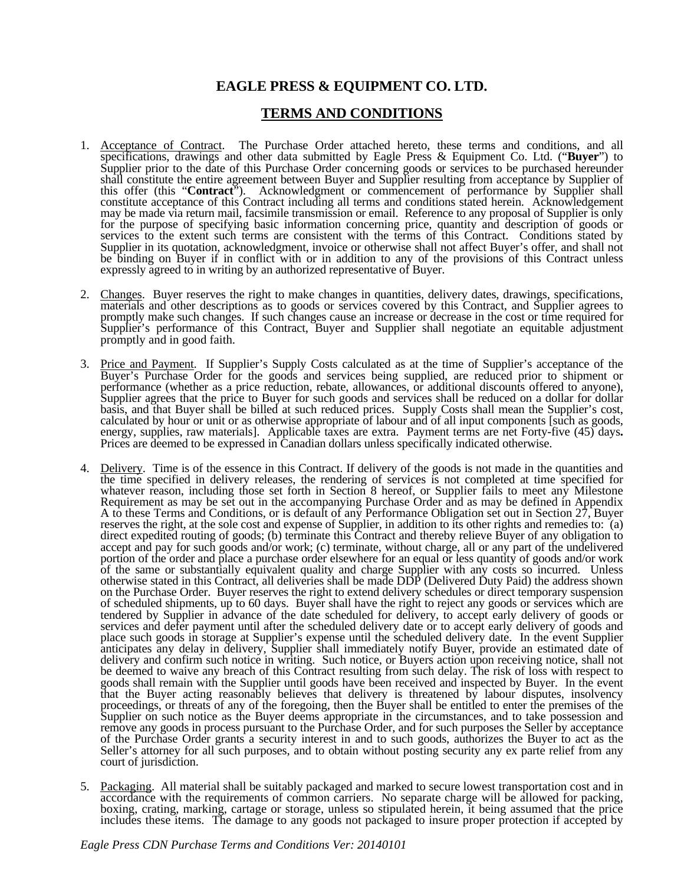# EAGLE PRESS & EQUIPMENT CO. LTD.

## TERMS AND CONDITIONS

1. Acceptance of Contract. The Purchase Order attached hereto, these terms and conditions, and all specifications, drawings and other data submitted by Eagle Press & Equipment Co. Ltd. ("**Buyer**") to Supplier prior to the date of this Purchase Order concerning goods or services to be purchased hereunder shall constitute the entire agreement between Buyer and Supplier resulting from acceptance by Supplier of this offer (this "**Contract**"). Acknowledgment or commencement of performance by Supplier shall constitute acceptance of this Contract including all terms and conditions stated herein. Acknowledgement may be made via return mail, facsimile transmission or email. Reference to any proposal of Supplier is only for the purpose of specifying basic information concerning price, quantity and description of goods or services to the extent such terms are consistent with the terms of this Contract. Conditions stated by Supplier in its quotation, acknowledgment, invoice or otherwise shall not affect Buyer's offer, and shall not be binding on Buyer if in conflict with or in addition to any of the provisions of this Contract unless expressly agreed to in writing by an authorized representative of Buyer.

2. Changes. Buyer reserves the right to make changes in quantities, delivery dates, drawings, specifications, materials and other descriptions as to goods or services covered by this Contract, and Supplier agrees to promptly make such changes. If such changes cause an increase or decrease in the cost or time required for Supplier's performance of this Contract, Buyer and Supplier shall negotiate an equitable adjustment promptly and in good faith.

3. Price and Payment. If Supplier's Supply Costs calculated as at the time of Supplier's acceptance of the Buyer's Purchase Order for the goods and services being supplied, are reduced prior to shipment or performance (whether as a price reduction, rebate, allowances, or additional discounts offered to anyone), Supplier agrees that the price to Buyer for such goods and services shall be reduced on a dollar for dollar basis, and that Buyer shall be billed at such reduced prices. Supply Costs shall mean the Supplier's cost, calculated by hour or unit or as otherwise appropriate of labour and of all input components [such as goods, energy, supplies, raw materials]. Applicable taxes are extra. Payment terms are net Forty-five (45) days**.** Prices are deemed to be expressed in Canadian dollars unless specifically indicated otherwise.

4. Delivery. Time is of the essence in this Contract. If delivery of the goods is not made in the quantities and the time specified in delivery releases, the rendering of services is not completed at time specified for whatever reason, including those set forth in Section 8 hereof, or Supplier fails to meet any Milestone Requirement as may be set out in the accompanying Purchase Order and as may be defined in Appendix A to these Terms and Conditions, or is default of any Performance Obligation set out in Section 27, Buyer reserves the right, at the sole cost and expense of Supplier, in addition to its other rights and remedies to: (a) direct expedited routing of goods; (b) terminate this Contract and thereby relieve Buyer of any obligation to accept and pay for such goods and/or work; (c) terminate, without charge, all or any part of the undelivered portion of the order and place a purchase order elsewhere for an equal or less quantity of goods and/or work of the same or substantially equivalent quality and charge Supplier with any costs so incurred. Unless otherwise stated in this Contract, all deliveries shall be made DDP (Delivered Duty Paid) the address shown on the Purchase Order. Buyer reserves the right to extend delivery schedules or direct temporary suspension of scheduled shipments, up to 60 days. Buyer shall have the right to reject any goods or services which are tendered by Supplier in advance of the date scheduled for delivery, to accept early delivery of goods or services and defer payment until after the scheduled delivery date or to accept early delivery of goods and place such goods in storage at Supplier's expense until the scheduled delivery date. In the event Supplier anticipates any delay in delivery, Supplier shall immediately notify Buyer, provide an estimated date of delivery and confirm such notice in writing. Such notice, or Buyers action upon receiving notice, shall not be deemed to waive any breach of this Contract resulting from such delay. The risk of loss with respect to goods shall remain with the Supplier until goods have been received and inspected by Buyer. In the event that the Buyer acting reasonably believes that delivery is threatened by labour disputes, insolvency proceedings, or threats of any of the foregoing, then the Buyer shall be entitled to enter the premises of the Supplier on such notice as the Buyer deems appropriate in the circumstances, and to take possession and remove any goods in process pursuant to the Purchase Order, and for such purposes the Seller by acceptance of the Purchase Order grants a security interest in and to such goods, authorizes the Buyer to act as the Seller's attorney for all such purposes, and to obtain without posting security any ex parte relief from any court of jurisdiction.

5. Packaging. All material shall be suitably packaged and marked to secure lowest transportation cost and in accordance with the requirements of common carriers. No separate charge will be allowed for packing, boxing, crating, marking, cartage or storage, unless so stipulated herein, it being assumed that the price includes these items. The damage to any goods not packaged to insure proper protection if accepted by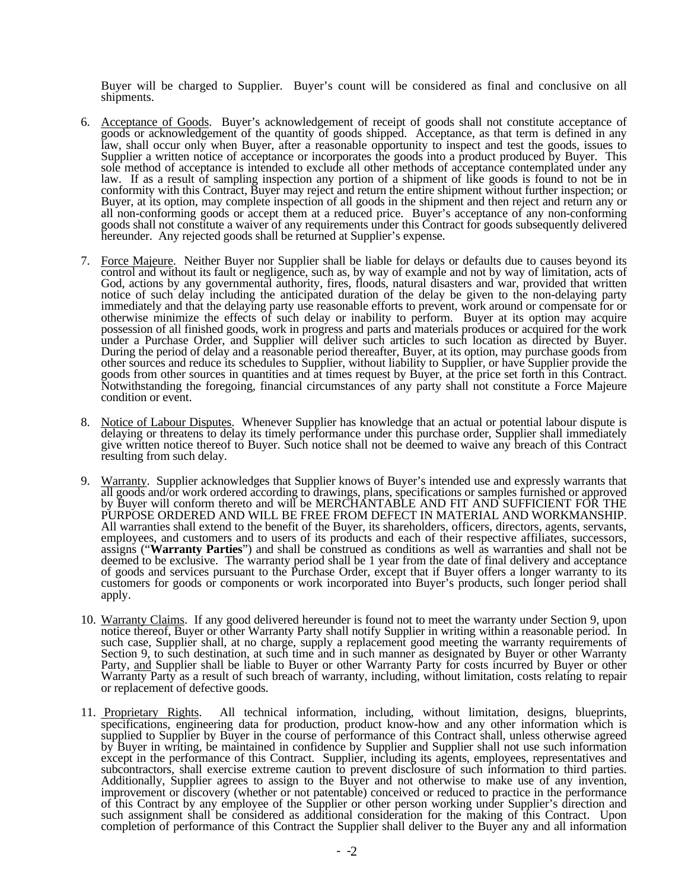Buyer will be charged to Supplier. Buyer's count will be considered as final and conclusive on all shipments.

6. <u>Acceptance of Goods</u>. Buyer's acknowledgement of receipt of goods shall not constitute acceptance of goods or acknowledgement of the quantity of goods shipped. Acceptance, as that term is defined in any law, shall occur only when Buyer, after a reasonable opportunity to inspect and test the goods, issues to Supplier a written notice of acceptance or incorporates the goods into a product produced by Buyer. This sole method of acceptance is intended to exclude all other methods of acceptance contemplated under any law. If as a result of sampling inspection any portion of a shipment of like goods is found to not be in conformity with this Contract, Buyer may reject and return the entire shipment without further inspection; or Buyer, at its option, may complete inspection of all goods in the shipment and then reject and return any or all non-conforming goods or accept them at a reduced price. Buyer's acceptance of any non-conforming goods shall not constitute a waiver of any requirements under this Contract for goods subsequently delivered hereunder. Any rejected goods shall be returned at Supplier's expense.

7. <u>Force Majeure</u>. Neither Buyer nor Supplier shall be liable for delays or defaults due to causes beyond its control and without its fault or negligence, such as, by way of example and not by way of limitation, acts of God, actions by any governmental authority, fires, floods, natural disasters and war, provided that written notice of such delay including the anticipated duration of the delay be given to the non-delaying party immediately and that the delaying party use reasonable efforts to prevent, work around or compensate for or otherwise minimize the effects of such delay or inability to perform. Buyer at its option may acquire possession of all finished goods, work in progress and parts and materials produces or acquired for the work under a Purchase Order, and Supplier will deliver such articles to such location as directed by Buyer. During the period of delay and a reasonable period thereafter, Buyer, at its option, may purchase goods from other sources and reduce its schedules to Supplier, without liability to Supplier, or have Supplier provide the goods from other sources in quantities and at times request by Buyer, at the price set forth in this Contract. Notwithstanding the foregoing, financial circumstances of any party shall not constitute a Force Majeure condition or event.

8. <u>Notice of Labour Disputes</u>. Whenever Supplier has knowledge that an actual or potential labour dispute is delaying or threatens to delay its timely performance under this purchase order, Supplier shall immediately give written notice thereof to Buyer. Such notice shall not be deemed to waive any breach of this Contract resulting from such delay.

9. <u>Warranty</u>. Supplier acknowledges that Supplier knows of Buyer's intended use and expressly warrants that all goods and/or work ordered according to drawings, plans, specifications or samples furnished or approved by Buyer will conform thereto and will be MERCHANTABLE AND FIT AND SUFFICIENT FOR THE PURPOSE ORDERED AND WILL BE FREE FROM DEFECT IN MATERIAL AND WORKMANSHIP. All warranties shall extend to the benefit of the Buyer, its shareholders, officers, directors, agents, servants, employees, and customers and to users of its products and each of their respective affiliates, successors, assigns ("**Warranty Parties**") and shall be construed as conditions as well as warranties and shall not be deemed to be exclusive. The warranty period shall be 1 year from the date of final delivery and acceptance of goods and services pursuant to the Purchase Order, except that if Buyer offers a longer warranty to its customers for goods or components or work incorporated into Buyer's products, such longer period shall apply.

10. <u>Warranty Claims</u>. If any good delivered hereunder is found not to meet the warranty under Section 9, upon notice thereof, Buyer or other Warranty Party shall notify Supplier in writing within a reasonable period. In such case, Supplier shall, at no charge, supply a replacement good meeting the warranty requirements of Section 9, to such destination, at such time and in such manner as designated by Buyer or other Warranty Party, <u>and</u> Supplier shall be liable to Buyer or other Warranty Party for costs incurred by Buyer or other Warranty Party as a result of such breach of warranty, including, without limitation, costs relating to repair or replacement of defective goods.

11. <u>Proprietary Rights</u>. All technical information, including, without limitation, designs, blueprints, specifications, engineering data for production, product know-how and any other information which is supplied to Supplier by Buyer in the course of performance of this Contract shall, unless otherwise agreed by Buyer in writing, be maintained in confidence by Supplier and Supplier shall not use such information except in the performance of this Contract. Supplier, including its agents, employees, representatives and subcontractors, shall exercise extreme caution to prevent disclosure of such information to third parties. Additionally, Supplier agrees to assign to the Buyer and not otherwise to make use of any invention, improvement or discovery (whether or not patentable) conceived or reduced to practice in the performance of this Contract by any employee of the Supplier or other person working under Supplier's direction and such assignment shall be considered as additional consideration for the making of this Contract. Upon completion of performance of this Contract the Supplier shall deliver to the Buyer any and all information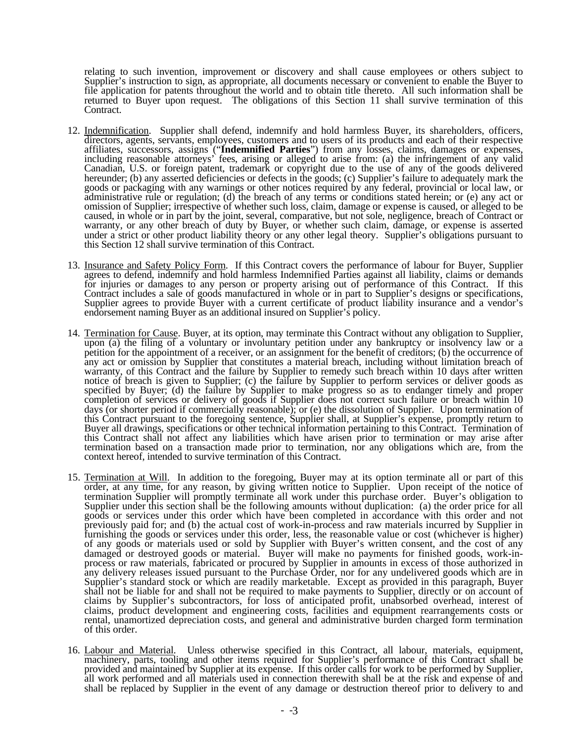relating to such invention, improvement or discovery and shall cause employees or others subject to Supplier's instruction to sign, as appropriate, all documents necessary or convenient to enable the Buyer to file application for patents throughout the world and to obtain title thereto. All such information shall be returned to Buyer upon request. The obligations of this Section 11 shall survive termination of this Contract.

12. Indemnification. Supplier shall defend, indemnify and hold harmless Buyer, its shareholders, officers, directors, agents, servants, employees, customers and to users of its products and each of their respective affiliates, successors, assigns ("**Indemnified Parties**") from any losses, claims, damages or expenses, including reasonable attorneys' fees, arising or alleged to arise from: (a) the infringement of any valid Canadian, U.S. or foreign patent, trademark or copyright due to the use of any of the goods delivered hereunder; (b) any asserted deficiencies or defects in the goods; (c) Supplier's failure to adequately mark the goods or packaging with any warnings or other notices required by any federal, provincial or local law, or administrative rule or regulation; (d) the breach of any terms or conditions stated herein; or (e) any act or omission of Supplier; irrespective of whether such loss, claim, damage or expense is caused, or alleged to be caused, in whole or in part by the joint, several, comparative, but not sole, negligence, breach of Contract or warranty, or any other breach of duty by Buyer, or whether such claim, damage, or expense is asserted under a strict or other product liability theory or any other legal theory. Supplier's obligations pursuant to this Section 12 shall survive termination of this Contract.

13. Insurance and Safety Policy Form. If this Contract covers the performance of labour for Buyer, Supplier agrees to defend, indemnify and hold harmless Indemnified Parties against all liability, claims or demands for injuries or damages to any person or property arising out of performance of this Contract. If this Contract includes a sale of goods manufactured in whole or in part to Supplier's designs or specifications, Supplier agrees to provide Buyer with a current certificate of product liability insurance and a vendor's endorsement naming Buyer as an additional insured on Supplier's policy.

14. Termination for Cause. Buyer, at its option, may terminate this Contract without any obligation to Supplier, upon (a) the filing of a voluntary or involuntary petition under any bankruptcy or insolvency law or a petition for the appointment of a receiver, or an assignment for the benefit of creditors; (b) the occurrence of any act or omission by Supplier that constitutes a material breach, including without limitation breach of warranty, of this Contract and the failure by Supplier to remedy such breach within 10 days after written notice of breach is given to Supplier; (c) the failure by Supplier to perform services or deliver goods as specified by Buyer; (d) the failure by Supplier to make progress so as to endanger timely and proper completion of services or delivery of goods if Supplier does not correct such failure or breach within 10 days (or shorter period if commercially reasonable); or (e) the dissolution of Supplier. Upon termination of this Contract pursuant to the foregoing sentence, Supplier shall, at Supplier's expense, promptly return to Buyer all drawings, specifications or other technical information pertaining to this Contract. Termination of this Contract shall not affect any liabilities which have arisen prior to termination or may arise after termination based on a transaction made prior to termination, nor any obligations which are, from the context hereof, intended to survive termination of this Contract.

15. Termination at Will. In addition to the foregoing, Buyer may at its option terminate all or part of this order, at any time, for any reason, by giving written notice to Supplier. Upon receipt of the notice of termination Supplier will promptly terminate all work under this purchase order. Buyer's obligation to Supplier under this section shall be the following amounts without duplication: (a) the order price for all goods or services under this order which have been completed in accordance with this order and not previously paid for; and (b) the actual cost of work-in-process and raw materials incurred by Supplier in furnishing the goods or services under this order, less, the reasonable value or cost (whichever is higher) of any goods or materials used or sold by Supplier with Buyer's written consent, and the cost of any damaged or destroyed goods or material. Buyer will make no payments for finished goods, work-in-process or raw materials, fabricated or procured by Supplier in amounts in excess of those authorized in any delivery releases issued pursuant to the Purchase Order, nor for any undelivered goods which are in Supplier's standard stock or which are readily marketable. Except as provided in this paragraph, Buyer shall not be liable for and shall not be required to make payments to Supplier, directly or on account of claims by Supplier's subcontractors, for loss of anticipated profit, unabsorbed overhead, interest of claims, product development and engineering costs, facilities and equipment rearrangements costs or rental, unamortized depreciation costs, and general and administrative burden charged form termination of this order.

16. Labour and Material. Unless otherwise specified in this Contract, all labour, materials, equipment, machinery, parts, tooling and other items required for Supplier's performance of this Contract shall be provided and maintained by Supplier at its expense. If this order calls for work to be performed by Supplier, all work performed and all materials used in connection therewith shall be at the risk and expense of and shall be replaced by Supplier in the event of any damage or destruction thereof prior to delivery to and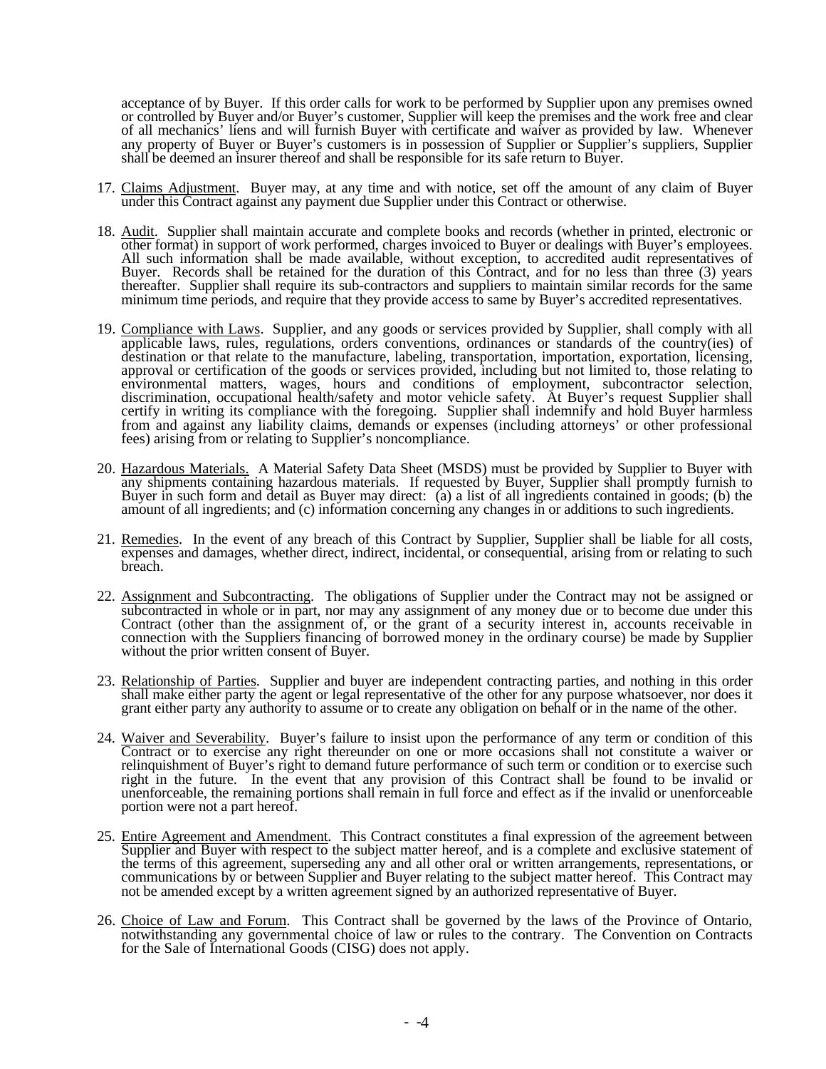acceptance of by Buyer. If this order calls for work to be performed by Supplier upon any premises owned or controlled by Buyer and/or Buyer's customer, Supplier will keep the premises and the work free and clear of all mechanics' liens and will furnish Buyer with certificate and waiver as provided by law. Whenever any property of Buyer or Buyer's customers is in possession of Supplier or Supplier's suppliers, Supplier shall be deemed an insurer thereof and shall be responsible for its safe return to Buyer.

17. Claims Adjustment. Buyer may, at any time and with notice, set off the amount of any claim of Buyer under this Contract against any payment due Supplier under this Contract or otherwise.

18. Audit. Supplier shall maintain accurate and complete books and records (whether in printed, electronic or other format) in support of work performed, charges invoiced to Buyer or dealings with Buyer's employees. All such information shall be made available, without exception, to accredited audit representatives of Buyer. Records shall be retained for the duration of this Contract, and for no less than three (3) years thereafter. Supplier shall require its sub-contractors and suppliers to maintain similar records for the same minimum time periods, and require that they provide access to same by Buyer's accredited representatives.

19. Compliance with Laws. Supplier, and any goods or services provided by Supplier, shall comply with all applicable laws, rules, regulations, orders conventions, ordinances or standards of the country(ies) of destination or that relate to the manufacture, labeling, transportation, importation, exportation, licensing, approval or certification of the goods or services provided, including but not limited to, those relating to environmental matters, wages, hours and conditions of employment, subcontractor selection, discrimination, occupational health/safety and motor vehicle safety. At Buyer's request Supplier shall certify in writing its compliance with the foregoing. Supplier shall indemnify and hold Buyer harmless from and against any liability claims, demands or expenses (including attorneys' or other professional fees) arising from or relating to Supplier's noncompliance.

20. Hazardous Materials. A Material Safety Data Sheet (MSDS) must be provided by Supplier to Buyer with any shipments containing hazardous materials. If requested by Buyer, Supplier shall promptly furnish to Buyer in such form and detail as Buyer may direct: (a) a list of all ingredients contained in goods; (b) the amount of all ingredients; and (c) information concerning any changes in or additions to such ingredients.

21. Remedies. In the event of any breach of this Contract by Supplier, Supplier shall be liable for all costs, expenses and damages, whether direct, indirect, incidental, or consequential, arising from or relating to such breach.

22. Assignment and Subcontracting. The obligations of Supplier under the Contract may not be assigned or subcontracted in whole or in part, nor may any assignment of any money due or to become due under this Contract (other than the assignment of, or the grant of a security interest in, accounts receivable in connection with the Suppliers financing of borrowed money in the ordinary course) be made by Supplier without the prior written consent of Buyer.

23. Relationship of Parties. Supplier and buyer are independent contracting parties, and nothing in this order shall make either party the agent or legal representative of the other for any purpose whatsoever, nor does it grant either party any authority to assume or to create any obligation on behalf or in the name of the other.

24. Waiver and Severability. Buyer's failure to insist upon the performance of any term or condition of this Contract or to exercise any right thereunder on one or more occasions shall not constitute a waiver or relinquishment of Buyer's right to demand future performance of such term or condition or to exercise such right in the future. In the event that any provision of this Contract shall be found to be invalid or unenforceable, the remaining portions shall remain in full force and effect as if the invalid or unenforceable portion were not a part hereof.

25. Entire Agreement and Amendment. This Contract constitutes a final expression of the agreement between Supplier and Buyer with respect to the subject matter hereof, and is a complete and exclusive statement of the terms of this agreement, superseding any and all other oral or written arrangements, representations, or communications by or between Supplier and Buyer relating to the subject matter hereof. This Contract may not be amended except by a written agreement signed by an authorized representative of Buyer.

26. Choice of Law and Forum. This Contract shall be governed by the laws of the Province of Ontario, notwithstanding any governmental choice of law or rules to the contrary. The Convention on Contracts for the Sale of International Goods (CISG) does not apply.